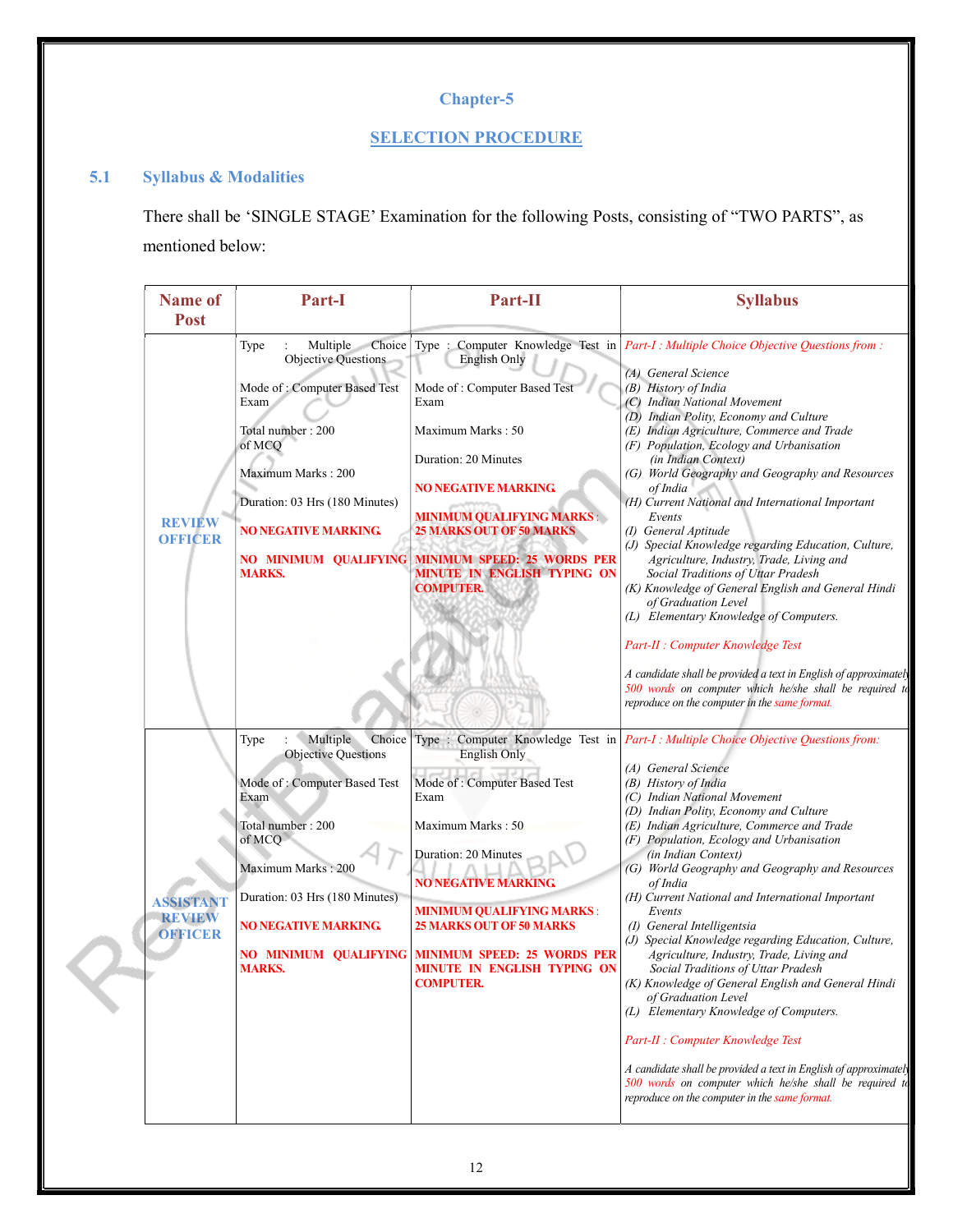# Chapter-5

## SELECTION PROCEDURE

### 5.1 Syllabus & Modalities

There shall be 'SINGLE STAGE' Examination for the following Posts, consisting of "TWO PARTS", as mentioned below:

| Name of Post | Part-I | Part-II | Syllabus |
|---|---|---|---|
| **REVIEW OFFICER** | Type : Multiple Choice Objective Questions<br><br>Mode of : Computer Based Test Exam<br><br>Total number : 200 of MCQ<br><br>Maximum Marks : 200<br><br>Duration: 03 Hrs (180 Minutes)<br><br>**NO NEGATIVE MARKING.**<br><br>**NO MINIMUM QUALIFYING MARKS.** | Type : Computer Knowledge Test in English Only<br><br>Mode of : Computer Based Test Exam<br><br>Maximum Marks : 50<br><br>Duration: 20 Minutes<br><br>**NO NEGATIVE MARKING.**<br><br>**MINIMUM QUALIFYING MARKS : 25 MARKS OUT OF 50 MARKS**<br><br>**MINIMUM SPEED: 25 WORDS PER MINUTE IN ENGLISH TYPING ON COMPUTER.** | *Part-I : Multiple Choice Objective Questions from :*<br><br>*(A) General Science*<br>*(B) History of India*<br>*(C) Indian National Movement*<br>*(D) Indian Polity, Economy and Culture*<br>*(E) Indian Agriculture, Commerce and Trade*<br>*(F) Population, Ecology and Urbanisation (in Indian Context)*<br>*(G) World Geography and Geography and Resources of India*<br>*(H) Current National and International Important Events*<br>*(I) General Aptitude*<br>*(J) Special Knowledge regarding Education, Culture, Agriculture, Industry, Trade, Living and Social Traditions of Uttar Pradesh*<br>*(K) Knowledge of General English and General Hindi of Graduation Level*<br>*(L) Elementary Knowledge of Computers.*<br><br>*Part-II : Computer Knowledge Test*<br><br>*A candidate shall be provided a text in English of approximately 500 words on computer which he/she shall be required to reproduce on the computer in the same format.* |
| **ASSISTANT REVIEW OFFICER** | Type : Multiple Choice Objective Questions<br><br>Mode of : Computer Based Test Exam<br><br>Total number : 200 of MCQ<br><br>Maximum Marks : 200<br><br>Duration: 03 Hrs (180 Minutes)<br><br>**NO NEGATIVE MARKING.**<br><br>**NO MINIMUM QUALIFYING MARKS.** | Type : Computer Knowledge Test in English Only<br><br>Mode of : Computer Based Test Exam<br><br>Maximum Marks : 50<br><br>Duration: 20 Minutes<br><br>**NO NEGATIVE MARKING.**<br><br>**MINIMUM QUALIFYING MARKS : 25 MARKS OUT OF 50 MARKS**<br><br>**MINIMUM SPEED: 25 WORDS PER MINUTE IN ENGLISH TYPING ON COMPUTER.** | *Part-I : Multiple Choice Objective Questions from:*<br><br>*(A) General Science*<br>*(B) History of India*<br>*(C) Indian National Movement*<br>*(D) Indian Polity, Economy and Culture*<br>*(E) Indian Agriculture, Commerce and Trade*<br>*(F) Population, Ecology and Urbanisation (in Indian Context)*<br>*(G) World Geography and Geography and Resources of India*<br>*(H) Current National and International Important Events*<br>*(I) General Intelligentsia*<br>*(J) Special Knowledge regarding Education, Culture, Agriculture, Industry, Trade, Living and Social Traditions of Uttar Pradesh*<br>*(K) Knowledge of General English and General Hindi of Graduation Level*<br>*(L) Elementary Knowledge of Computers.*<br><br>*Part-II : Computer Knowledge Test*<br><br>*A candidate shall be provided a text in English of approximately 500 words on computer which he/she shall be required to reproduce on the computer in the same format.* |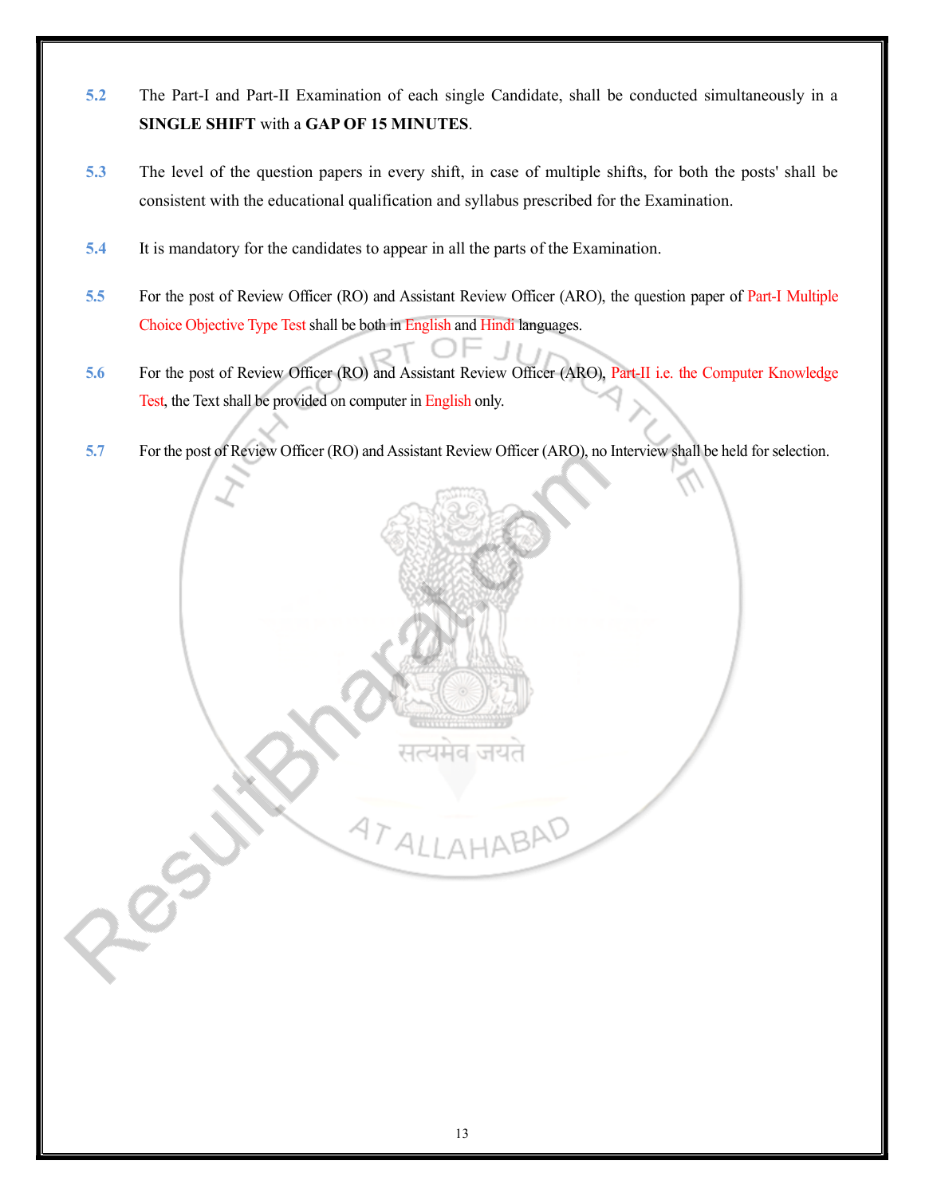5.2 The Part-I and Part-II Examination of each single Candidate, shall be conducted simultaneously in a **SINGLE SHIFT** with a **GAP OF 15 MINUTES**.

5.3 The level of the question papers in every shift, in case of multiple shifts, for both the posts' shall be consistent with the educational qualification and syllabus prescribed for the Examination.

5.4 It is mandatory for the candidates to appear in all the parts of the Examination.

5.5 For the post of Review Officer (RO) and Assistant Review Officer (ARO), the question paper of Part-I Multiple Choice Objective Type Test shall be both in English and Hindi languages.

5.6 For the post of Review Officer (RO) and Assistant Review Officer (ARO), Part-II i.e. the Computer Knowledge Test, the Text shall be provided on computer in English only.

5.7 For the post of Review Officer (RO) and Assistant Review Officer (ARO), no Interview shall be held for selection.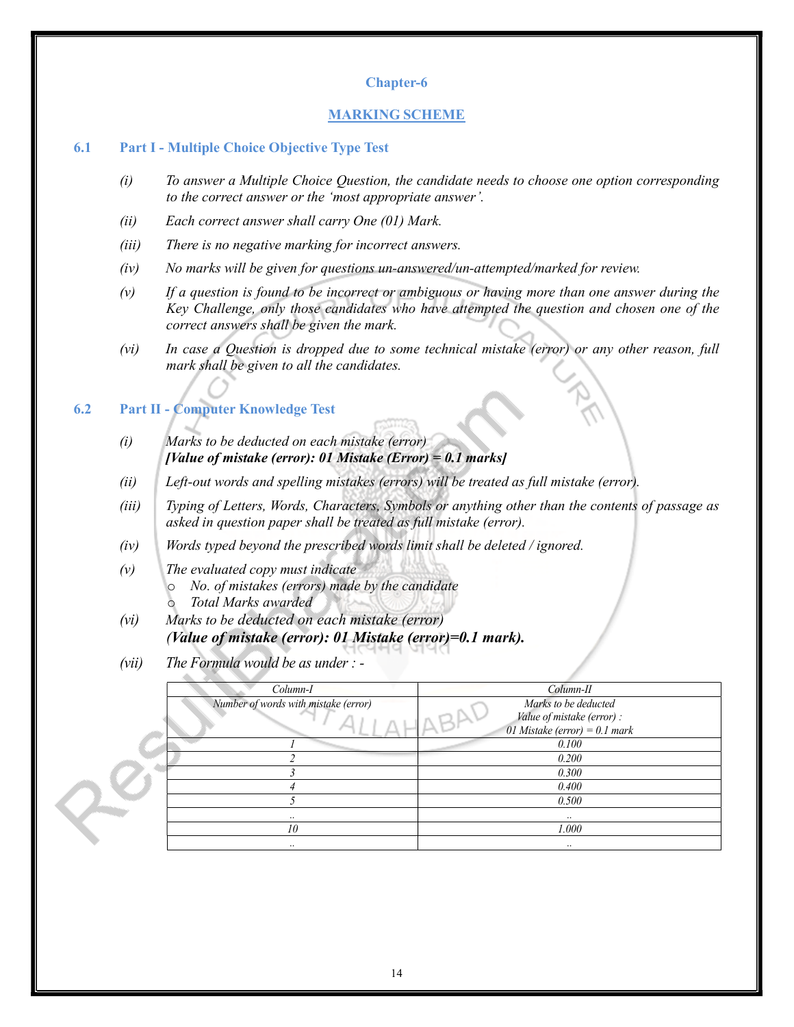## Chapter-6

## MARKING SCHEME

### 6.1 Part I - Multiple Choice Objective Type Test

*(i)* *To answer a Multiple Choice Question, the candidate needs to choose one option corresponding to the correct answer or the 'most appropriate answer'.*

*(ii)* *Each correct answer shall carry One (01) Mark.*

*(iii)* *There is no negative marking for incorrect answers.*

*(iv)* *No marks will be given for questions un-answered/un-attempted/marked for review.*

*(v)* *If a question is found to be incorrect or ambiguous or having more than one answer during the Key Challenge, only those candidates who have attempted the question and chosen one of the correct answers shall be given the mark.*

*(vi)* *In case a Question is dropped due to some technical mistake (error) or any other reason, full mark shall be given to all the candidates.*

### 6.2 Part II - Computer Knowledge Test

*(i)* *Marks to be deducted on each mistake (error)*
***[Value of mistake (error): 01 Mistake (Error) = 0.1 marks]***

*(ii)* *Left-out words and spelling mistakes (errors) will be treated as full mistake (error).*

*(iii)* *Typing of Letters, Words, Characters, Symbols or anything other than the contents of passage as asked in question paper shall be treated as full mistake (error).*

*(iv)* *Words typed beyond the prescribed words limit shall be deleted / ignored.*

*(v)* *The evaluated copy must indicate*
- *No. of mistakes (errors) made by the candidate*
- *Total Marks awarded*

*(vi)* *Marks to be deducted on each mistake (error)*
***(Value of mistake (error): 01 Mistake (error)=0.1 mark).***

*(vii)* *The Formula would be as under : -*

| *Column-I* | *Column-II* |
|---|---|
| *Number of words with mistake (error)* | *Marks to be deducted*<br>*Value of mistake (error) :*<br>*01 Mistake (error) = 0.1 mark* |
| *1* | *0.100* |
| *2* | *0.200* |
| *3* | *0.300* |
| *4* | *0.400* |
| *5* | *0.500* |
| .. | .. |
| *10* | *1.000* |
| .. | .. |